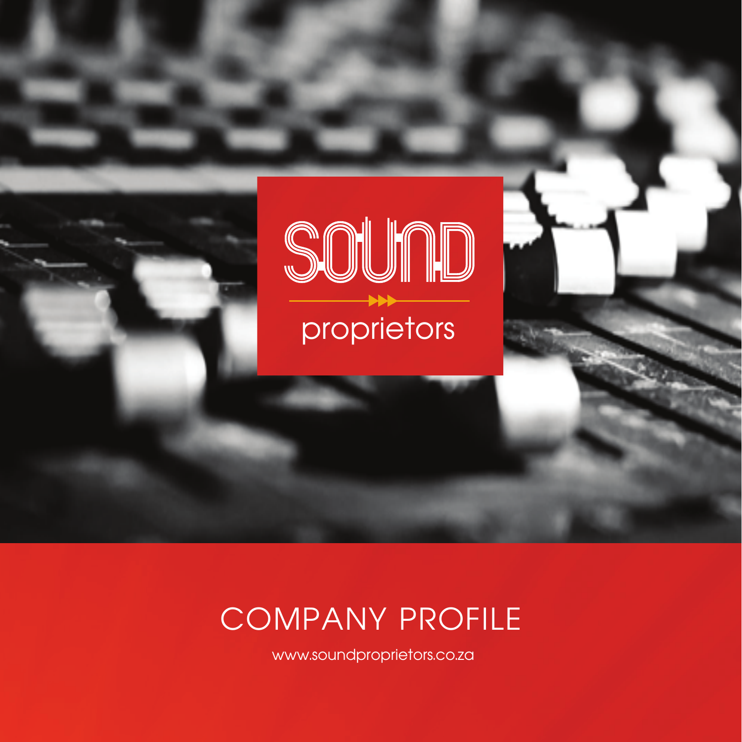# SOUND proprietors

## COMPANY PROFILE

www.soundproprietors.co.za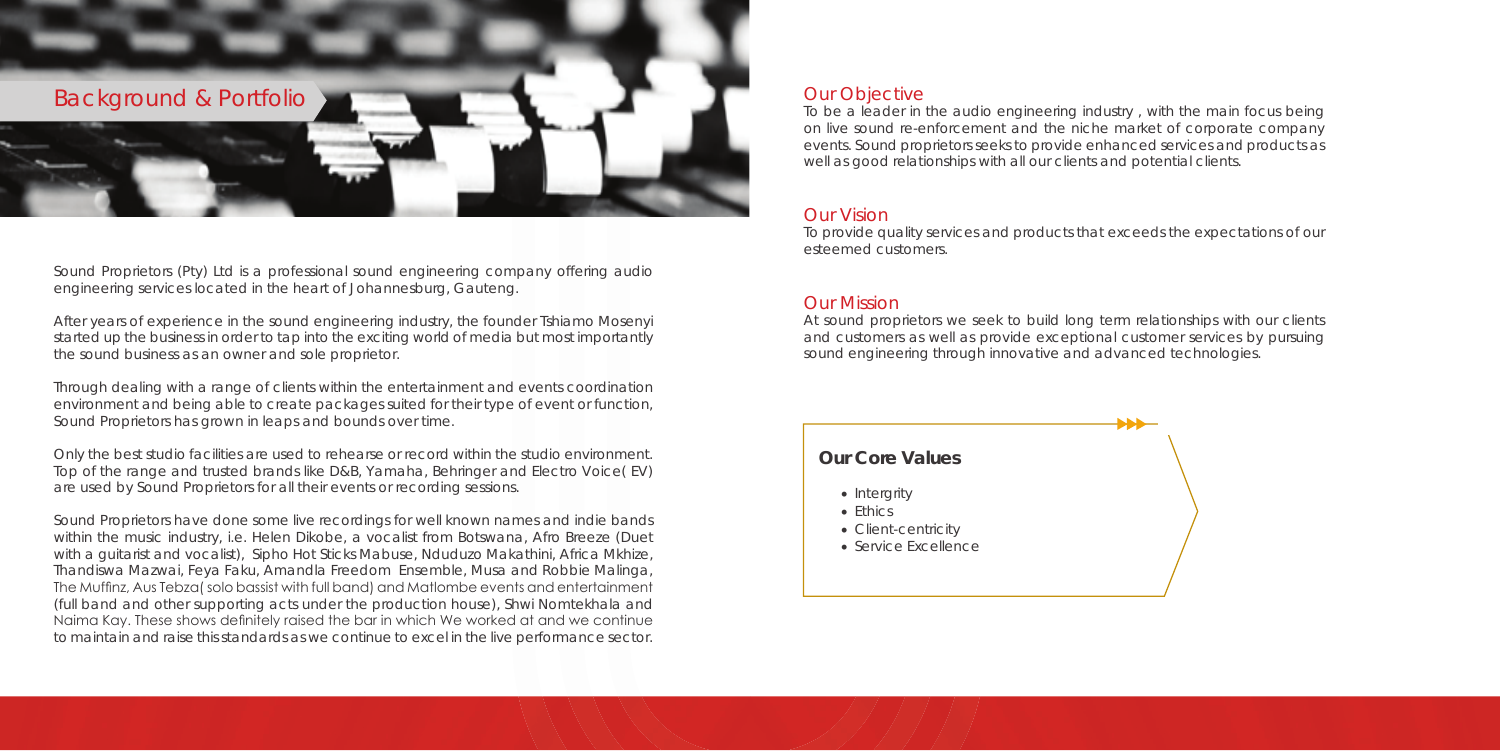## Background & Portfolio

Sound Proprietors (Pty) Ltd is a professional sound engineering company offering audio engineering services located in the heart of Johannesburg, Gauteng.

After years of experience in the sound engineering industry, the founder Tshiamo Mosenyi started up the business in order to tap into the exciting world of media but most importantly the sound business as an owner and sole proprietor.

Through dealing with a range of clients within the entertainment and events coordination environment and being able to create packages suited for their type of event or function, Sound Proprietors has grown in leaps and bounds over time.

Only the best studio facilities are used to rehearse or record within the studio environment. Top of the range and trusted brands like D&B, Yamaha, Behringer and Electro Voice( EV) are used by Sound Proprietors for all their events or recording sessions.

Sound Proprietors have done some live recordings for well known names and indie bands within the music industry, i.e. Helen Dikobe, a vocalist from Botswana, Afro Breeze (Duet with a guitarist and vocalist), Sipho Hot Sticks Mabuse, Nduduzo Makathini, Africa Mkhize, Thandiswa Mazwai, Feya Faku, Amandla Freedom Ensemble, Musa and Robbie Malinga, The Muffinz, Aus Tebza( solo bassist with full band) and Matlombe events and entertainment (full band and other supporting acts under the production house), Shwi Nomtekhala and Naima Kay. These shows definitely raised the bar in which We worked at and we continue to maintain and raise this standards as we continue to excel in the live performance sector.

## Our Objective

To be a leader in the audio engineering industry , with the main focus being on live sound re-enforcement and the niche market of corporate company events. Sound proprietors seeks to provide enhanced services and products as well as good relationships with all our clients and potential clients.

## Our Vision

To provide quality services and products that exceeds the expectations of our esteemed customers.

## Our Mission

At sound proprietors we seek to build long term relationships with our clients and customers as well as provide exceptional customer services by pursuing sound engineering through innovative and advanced technologies.

### Our Core Values

- Intergrity
- Ethics
- Client-centricity
- Service Excellence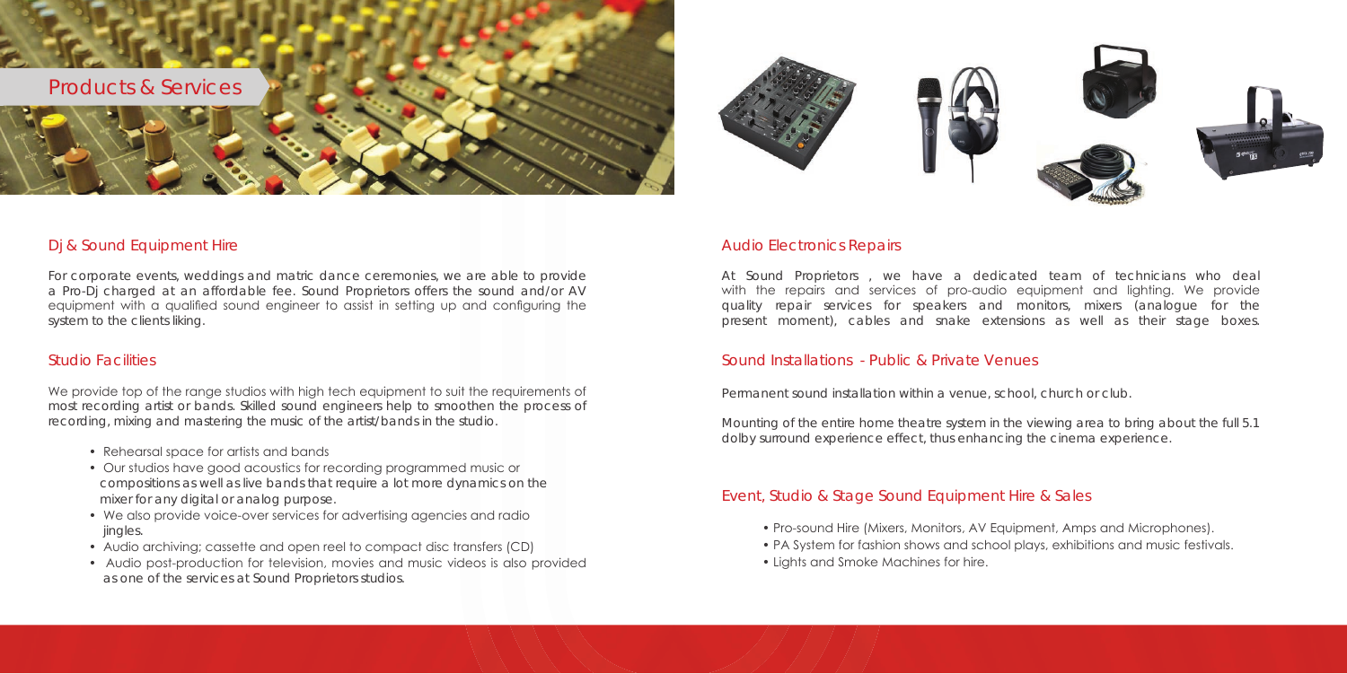# Products & Services

## Dj & Sound Equipment Hire

For corporate events, weddings and matric dance ceremonies, we are able to provide a Pro-Dj charged at an affordable fee. Sound Proprietors offers the sound and/or AV equipment with a qualified sound engineer to assist in setting up and configuring the system to the clients liking.

## Studio Facilities

We provide top of the range studios with high tech equipment to suit the requirements of most recording artist or bands. Skilled sound engineers help to smoothen the process of recording, mixing and mastering the music of the artist/bands in the studio.

- Rehearsal space for artists and bands
- Our studios have good acoustics for recording programmed music or compositions as well as live bands that require a lot more dynamics on the mixer for any digital or analog purpose.
- We also provide voice-over services for advertising agencies and radio jingles.
- Audio archiving; cassette and open reel to compact disc transfers (CD)
- Audio post-production for television, movies and music videos is also provided as one of the services at Sound Proprietors studios.

## Audio Electronics Repairs

At Sound Proprietors , we have a dedicated team of technicians who deal with the repairs and services of pro-audio equipment and lighting. We provide quality repair services for speakers and monitors, mixers (analogue for the present moment), cables and snake extensions as well as their stage boxes.

## Sound Installations - Public & Private Venues

Permanent sound installation within a venue, school, church or club.

Mounting of the entire home theatre system in the viewing area to bring about the full 5.1 dolby surround experience effect, thus enhancing the cinema experience.

## Event, Studio & Stage Sound Equipment Hire & Sales

- Pro-sound Hire (Mixers, Monitors, AV Equipment, Amps and Microphones).
- PA System for fashion shows and school plays, exhibitions and music festivals.
- Lights and Smoke Machines for hire.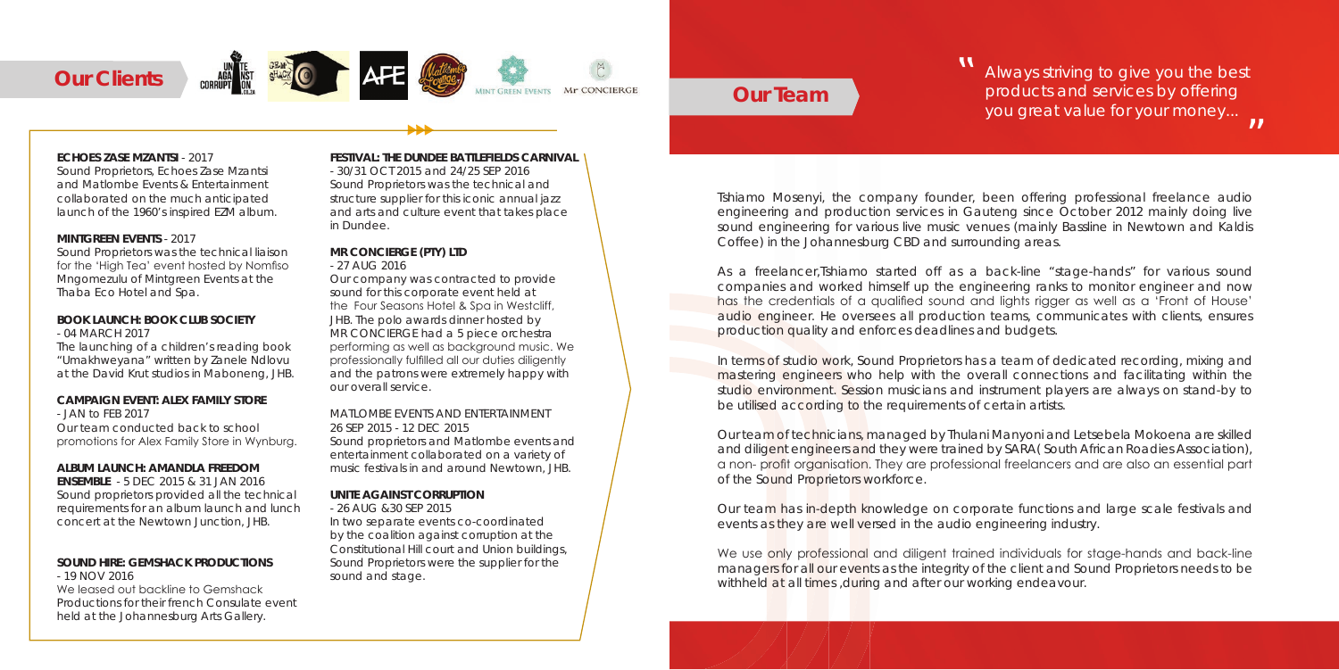## Our Clients

### ECHOES ZASE MZANTSI - 2017

Sound Proprietors, Echoes Zase Mzantsi and Matlombe Events & Entertainment collaborated on the much anticipated launch of the 1960's inspired EZM album.

### MINTGREEN EVENTS - 2017

Sound Proprietors was the technical liaison for the 'High Tea' event hosted by Nomfiso Mngomezulu of Mintgreen Events at the Thaba Eco Hotel and Spa.

### BOOK LAUNCH: BOOK CLUB SOCIETY

- 04 MARCH 2017

The launching of a children's reading book "Umakhweyana" written by Zanele Ndlovu at the David Krut studios in Maboneng, JHB.

### CAMPAIGN EVENT: ALEX FAMILY STORE

- JAN to FEB 2017

Our team conducted back to school promotions for Alex Family Store in Wynburg.

### ALBUM LAUNCH: AMANDLA FREEDOM ENSEMBLE - 5 DEC 2015 & 31 JAN 2016

Sound proprietors provided all the technical requirements for an album launch and lunch concert at the Newtown Junction, JHB.

### SOUND HIRE: GEMSHACK PRODUCTIONS

- 19 NOV 2016

We leased out backline to Gemshack Productions for their french Consulate event held at the Johannesburg Arts Gallery.

### FESTIVAL: THE DUNDEE BATTLEFIELDS CARNIVAL

- 30/31 OCT 2015 and 24/25 SEP 2016

Sound Proprietors was the technical and structure supplier for this iconic annual jazz and arts and culture event that takes place in Dundee.

### MR CONCIERGE (PTY) LTD

- 27 AUG 2016

Our company was contracted to provide sound for this corporate event held at the Four Seasons Hotel & Spa in Westcliff, JHB. The polo awards dinner hosted by MR CONCIERGE had a 5 piece orchestra performing as well as background music. We professionally fulfilled all our duties diligently and the patrons were extremely happy with our overall service.

### MATLOMBE EVENTS AND ENTERTAINMENT

26 SEP 2015 - 12 DEC 2015

Sound proprietors and Matlombe events and entertainment collaborated on a variety of music festivals in and around Newtown, JHB.

### UNITE AGAINST CORRUPTION

- 26 AUG &30 SEP 2015

In two separate events co-coordinated by the coalition against corruption at the Constitutional Hill court and Union buildings, Sound Proprietors were the supplier for the sound and stage.

## Our Team

"Always striving to give you the best products and services by offering you great value for your money..."

Tshiamo Mosenyi, the company founder, been offering professional freelance audio engineering and production services in Gauteng since October 2012 mainly doing live sound engineering for various live music venues (mainly Bassline in Newtown and Kaldis Coffee) in the Johannesburg CBD and surrounding areas.

As a freelancer,Tshiamo started off as a back-line "stage-hands" for various sound companies and worked himself up the engineering ranks to monitor engineer and now has the credentials of a qualified sound and lights rigger as well as a 'Front of House' audio engineer. He oversees all production teams, communicates with clients, ensures production quality and enforces deadlines and budgets.

In terms of studio work, Sound Proprietors has a team of dedicated recording, mixing and mastering engineers who help with the overall connections and facilitating within the studio environment. Session musicians and instrument players are always on stand-by to be utilised according to the requirements of certain artists.

Our team of technicians, managed by Thulani Manyoni and Letsebela Mokoena are skilled and diligent engineers and they were trained by SARA( South African Roadies Association), a non- profit organisation. They are professional freelancers and are also an essential part of the Sound Proprietors workforce.

Our team has in-depth knowledge on corporate functions and large scale festivals and events as they are well versed in the audio engineering industry.

We use only professional and diligent trained individuals for stage-hands and back-line managers for all our events as the integrity of the client and Sound Proprietors needs to be withheld at all times ,during and after our working endeavour.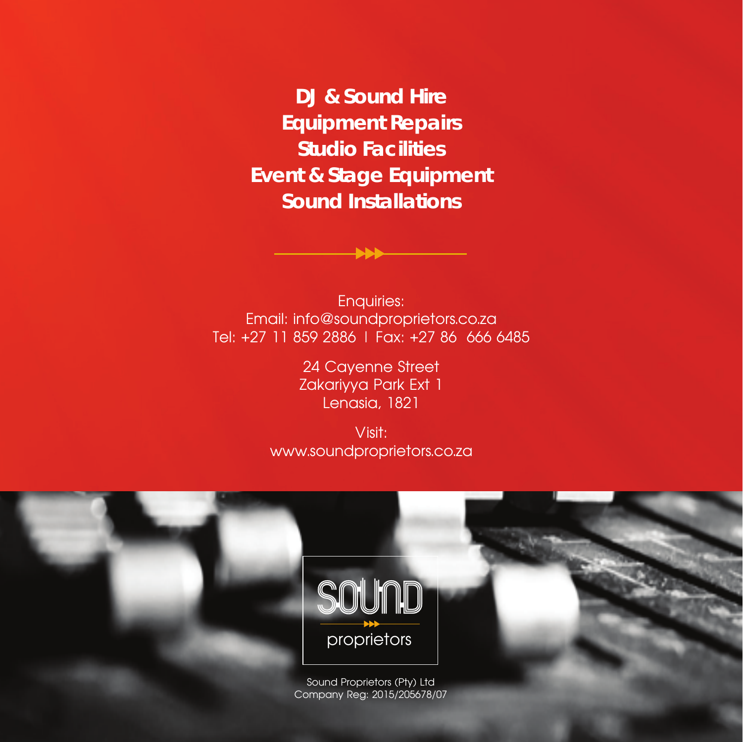**DJ & Sound Hire**
**Equipment Repairs**
**Studio Facilities**
**Event & Stage Equipment**
**Sound Installations**

Enquiries:
Email: info@soundproprietors.co.za
Tel: +27 11 859 2886 | Fax: +27 86 666 6485

24 Cayenne Street
Zakariyya Park Ext 1
Lenasia, 1821

Visit:
www.soundproprietors.co.za

SOUND
proprietors

Sound Proprietors (Pty) Ltd
Company Reg: 2015/205678/07